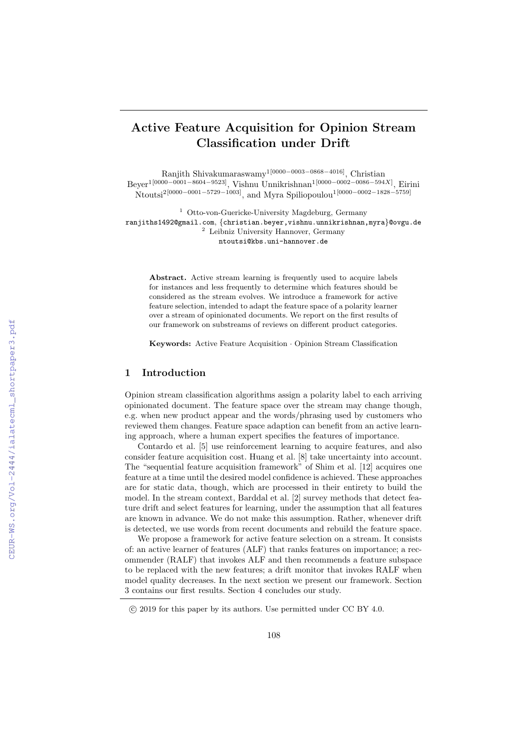# Active Feature Acquisition for Opinion Stream Classification under Drift

Ranjith Shivakumaraswamy[1[0000−0003−0868−4016]], Christian Beyer[1[0000−0001−8604−9523]], Vishnu Unnikrishnan[1[0000−0002−0086−594X]], Eirini Ntoutsi[2[0000−0001−5729−1003]], and Myra Spiliopoulou[1[0000−0002−1828−5759]]

[1] Otto-von-Guericke-University Magdeburg, Germany
ranjiths1492@gmail.com, {christian.beyer,vishnu.unnikrishnan,myra}@ovgu.de
[2] Leibniz University Hannover, Germany
ntoutsi@kbs.uni-hannover.de

**Abstract.** Active stream learning is frequently used to acquire labels for instances and less frequently to determine which features should be considered as the stream evolves. We introduce a framework for active feature selection, intended to adapt the feature space of a polarity learner over a stream of opinionated documents. We report on the first results of our framework on substreams of reviews on different product categories.

**Keywords:** Active Feature Acquisition · Opinion Stream Classification

## 1 Introduction

Opinion stream classification algorithms assign a polarity label to each arriving opinionated document. The feature space over the stream may change though, e.g. when new product appear and the words/phrasing used by customers who reviewed them changes. Feature space adaption can benefit from an active learning approach, where a human expert specifies the features of importance.

Contardo et al. [5] use reinforcement learning to acquire features, and also consider feature acquisition cost. Huang et al. [8] take uncertainty into account. The "sequential feature acquisition framework" of Shim et al. [12] acquires one feature at a time until the desired model confidence is achieved. These approaches are for static data, though, which are processed in their entirety to build the model. In the stream context, Barddal et al. [2] survey methods that detect feature drift and select features for learning, under the assumption that all features are known in advance. We do not make this assumption. Rather, whenever drift is detected, we use words from recent documents and rebuild the feature space.

We propose a framework for active feature selection on a stream. It consists of: an active learner of features (ALF) that ranks features on importance; a recommender (RALF) that invokes ALF and then recommends a feature subspace to be replaced with the new features; a drift monitor that invokes RALF when model quality decreases. In the next section we present our framework. Section 3 contains our first results. Section 4 concludes our study.

© 2019 for this paper by its authors. Use permitted under CC BY 4.0.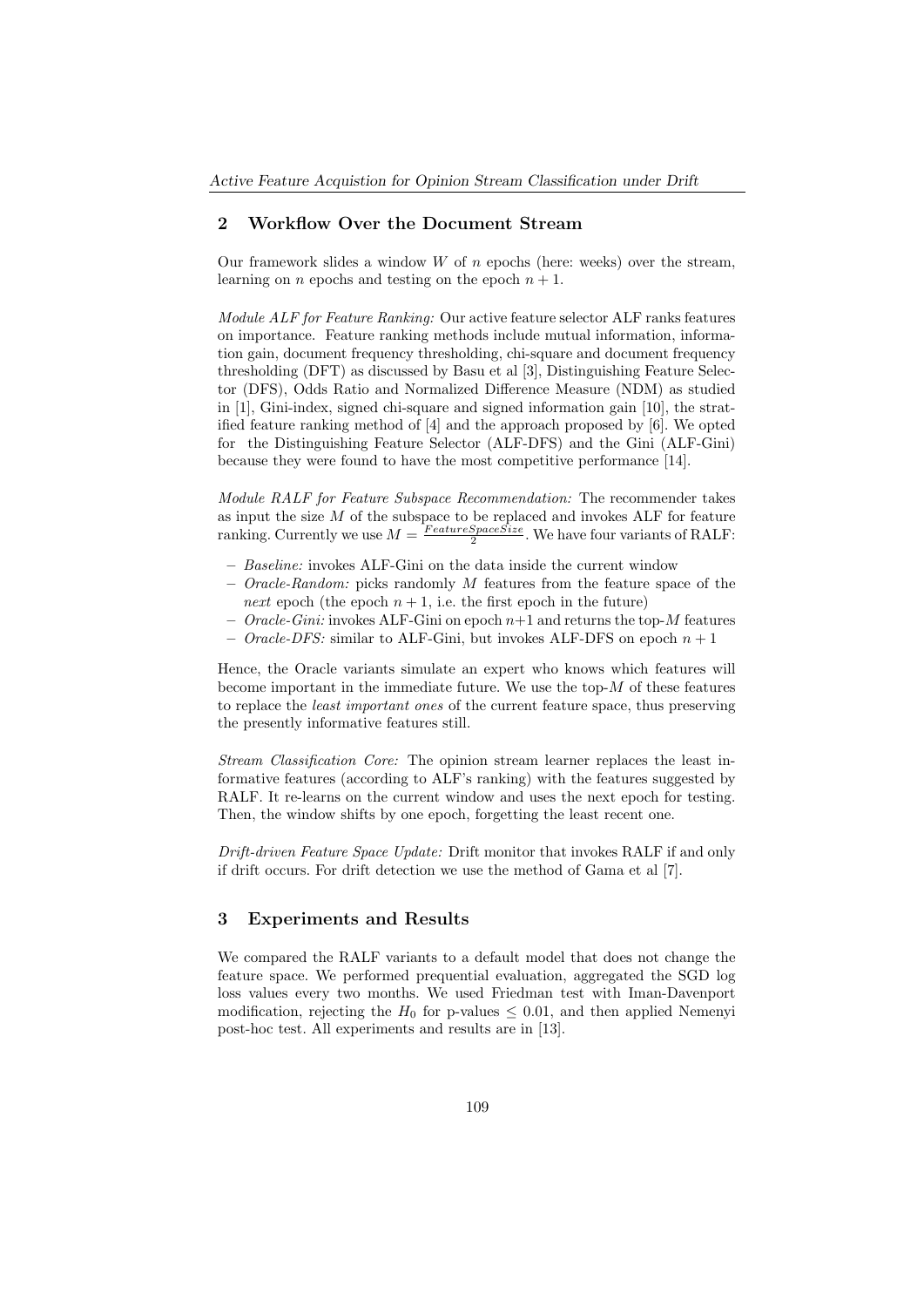## 2 Workflow Over the Document Stream

Our framework slides a window $W$ of $n$ epochs (here: weeks) over the stream, learning on $n$ epochs and testing on the epoch $n + 1$.

*Module ALF for Feature Ranking:* Our active feature selector ALF ranks features on importance. Feature ranking methods include mutual information, information gain, document frequency thresholding, chi-square and document frequency thresholding (DFT) as discussed by Basu et al [3], Distinguishing Feature Selector (DFS), Odds Ratio and Normalized Difference Measure (NDM) as studied in [1], Gini-index, signed chi-square and signed information gain [10], the stratified feature ranking method of [4] and the approach proposed by [6]. We opted for the Distinguishing Feature Selector (ALF-DFS) and the Gini (ALF-Gini) because they were found to have the most competitive performance [14].

*Module RALF for Feature Subspace Recommendation:* The recommender takes as input the size $M$ of the subspace to be replaced and invokes ALF for feature ranking. Currently we use $M = \frac{FeatureSpaceSize}{2}$. We have four variants of RALF:

- *Baseline:* invokes ALF-Gini on the data inside the current window
- *Oracle-Random:* picks randomly $M$ features from the feature space of the *next* epoch (the epoch $n + 1$, i.e. the first epoch in the future)
- *Oracle-Gini:* invokes ALF-Gini on epoch $n+1$ and returns the top-$M$ features
- *Oracle-DFS:* similar to ALF-Gini, but invokes ALF-DFS on epoch $n + 1$

Hence, the Oracle variants simulate an expert who knows which features will become important in the immediate future. We use the top-$M$ of these features to replace the *least important ones* of the current feature space, thus preserving the presently informative features still.

*Stream Classification Core:* The opinion stream learner replaces the least informative features (according to ALF's ranking) with the features suggested by RALF. It re-learns on the current window and uses the next epoch for testing. Then, the window shifts by one epoch, forgetting the least recent one.

*Drift-driven Feature Space Update:* Drift monitor that invokes RALF if and only if drift occurs. For drift detection we use the method of Gama et al [7].

## 3 Experiments and Results

We compared the RALF variants to a default model that does not change the feature space. We performed prequential evaluation, aggregated the SGD log loss values every two months. We used Friedman test with Iman-Davenport modification, rejecting the $H_0$ for p-values $\leq 0.01$, and then applied Nemenyi post-hoc test. All experiments and results are in [13].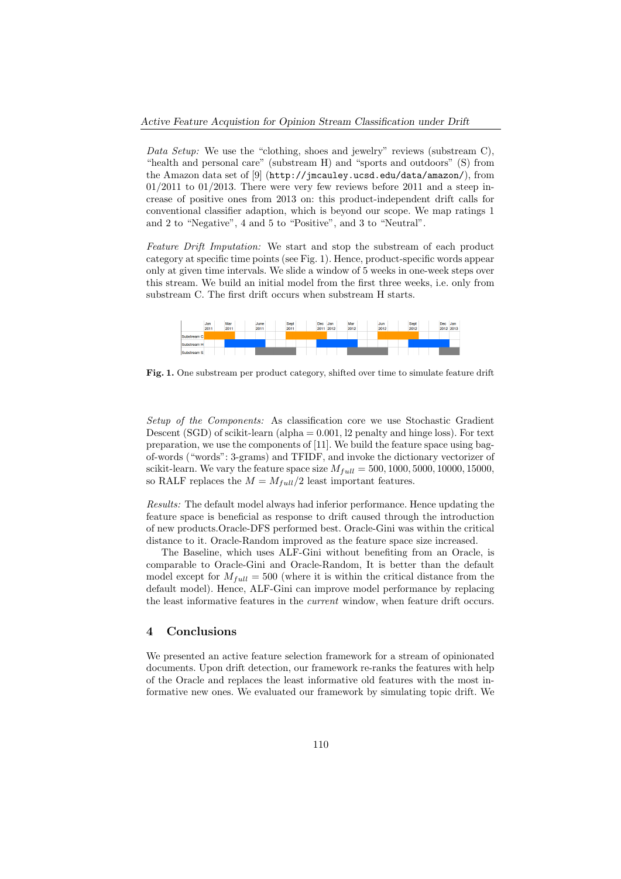*Data Setup:* We use the "clothing, shoes and jewelry" reviews (substream C), "health and personal care" (substream H) and "sports and outdoors" (S) from the Amazon data set of [9] (`http://jmcauley.ucsd.edu/data/amazon/`), from 01/2011 to 01/2013. There were very few reviews before 2011 and a steep increase of positive ones from 2013 on: this product-independent drift calls for conventional classifier adaption, which is beyond our scope. We map ratings 1 and 2 to "Negative", 4 and 5 to "Positive", and 3 to "Neutral".

*Feature Drift Imputation:* We start and stop the substream of each product category at specific time points (see Fig. 1). Hence, product-specific words appear only at given time intervals. We slide a window of 5 weeks in one-week steps over this stream. We build an initial model from the first three weeks, i.e. only from substream C. The first drift occurs when substream H starts.

**Fig. 1.** One substream per product category, shifted over time to simulate feature drift

*Setup of the Components:* As classification core we use Stochastic Gradient Descent (SGD) of scikit-learn (alpha = 0.001, l2 penalty and hinge loss). For text preparation, we use the components of [11]. We build the feature space using bag-of-words ("words": 3-grams) and TFIDF, and invoke the dictionary vectorizer of scikit-learn. We vary the feature space size $M_{full} = 500, 1000, 5000, 10000, 15000$, so RALF replaces the $M = M_{full}/2$ least important features.

*Results:* The default model always had inferior performance. Hence updating the feature space is beneficial as response to drift caused through the introduction of new products.Oracle-DFS performed best. Oracle-Gini was within the critical distance to it. Oracle-Random improved as the feature space size increased.

The Baseline, which uses ALF-Gini without benefiting from an Oracle, is comparable to Oracle-Gini and Oracle-Random, It is better than the default model except for $M_{full} = 500$ (where it is within the critical distance from the default model). Hence, ALF-Gini can improve model performance by replacing the least informative features in the *current* window, when feature drift occurs.

## 4 Conclusions

We presented an active feature selection framework for a stream of opinionated documents. Upon drift detection, our framework re-ranks the features with help of the Oracle and replaces the least informative old features with the most informative new ones. We evaluated our framework by simulating topic drift. We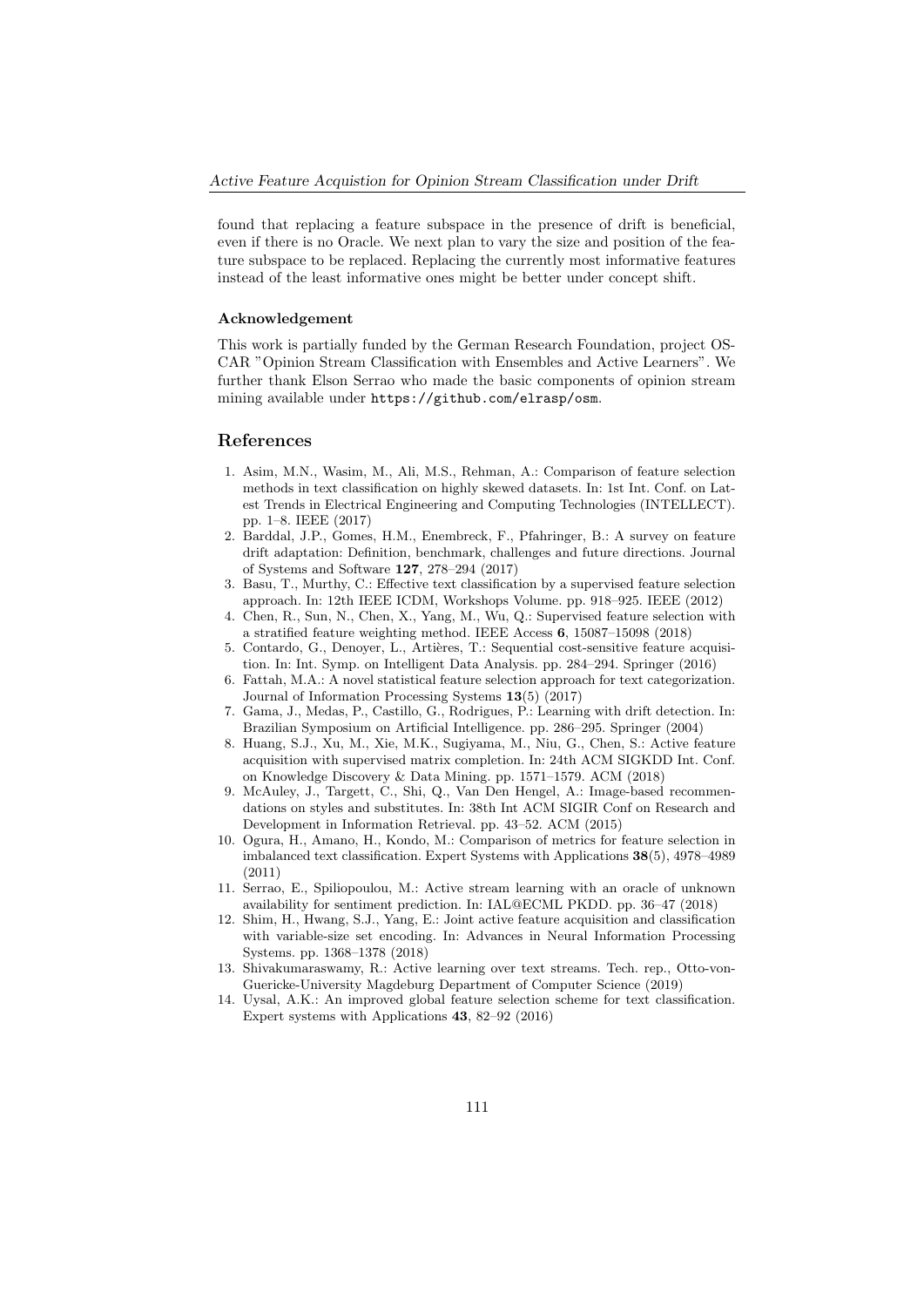found that replacing a feature subspace in the presence of drift is beneficial, even if there is no Oracle. We next plan to vary the size and position of the feature subspace to be replaced. Replacing the currently most informative features instead of the least informative ones might be better under concept shift.

#### Acknowledgement

This work is partially funded by the German Research Foundation, project OSCAR "Opinion Stream Classification with Ensembles and Active Learners". We further thank Elson Serrao who made the basic components of opinion stream mining available under `https://github.com/elrasp/osm`.

## References

1. Asim, M.N., Wasim, M., Ali, M.S., Rehman, A.: Comparison of feature selection methods in text classification on highly skewed datasets. In: 1st Int. Conf. on Latest Trends in Electrical Engineering and Computing Technologies (INTELLECT). pp. 1–8. IEEE (2017)
2. Barddal, J.P., Gomes, H.M., Enembreck, F., Pfahringer, B.: A survey on feature drift adaptation: Definition, benchmark, challenges and future directions. Journal of Systems and Software **127**, 278–294 (2017)
3. Basu, T., Murthy, C.: Effective text classification by a supervised feature selection approach. In: 12th IEEE ICDM, Workshops Volume. pp. 918–925. IEEE (2012)
4. Chen, R., Sun, N., Chen, X., Yang, M., Wu, Q.: Supervised feature selection with a stratified feature weighting method. IEEE Access **6**, 15087–15098 (2018)
5. Contardo, G., Denoyer, L., Artières, T.: Sequential cost-sensitive feature acquisition. In: Int. Symp. on Intelligent Data Analysis. pp. 284–294. Springer (2016)
6. Fattah, M.A.: A novel statistical feature selection approach for text categorization. Journal of Information Processing Systems **13**(5) (2017)
7. Gama, J., Medas, P., Castillo, G., Rodrigues, P.: Learning with drift detection. In: Brazilian Symposium on Artificial Intelligence. pp. 286–295. Springer (2004)
8. Huang, S.J., Xu, M., Xie, M.K., Sugiyama, M., Niu, G., Chen, S.: Active feature acquisition with supervised matrix completion. In: 24th ACM SIGKDD Int. Conf. on Knowledge Discovery & Data Mining. pp. 1571–1579. ACM (2018)
9. McAuley, J., Targett, C., Shi, Q., Van Den Hengel, A.: Image-based recommendations on styles and substitutes. In: 38th Int ACM SIGIR Conf on Research and Development in Information Retrieval. pp. 43–52. ACM (2015)
10. Ogura, H., Amano, H., Kondo, M.: Comparison of metrics for feature selection in imbalanced text classification. Expert Systems with Applications **38**(5), 4978–4989 (2011)
11. Serrao, E., Spiliopoulou, M.: Active stream learning with an oracle of unknown availability for sentiment prediction. In: IAL@ECML PKDD. pp. 36–47 (2018)
12. Shim, H., Hwang, S.J., Yang, E.: Joint active feature acquisition and classification with variable-size set encoding. In: Advances in Neural Information Processing Systems. pp. 1368–1378 (2018)
13. Shivakumaraswamy, R.: Active learning over text streams. Tech. rep., Otto-von-Guericke-University Magdeburg Department of Computer Science (2019)
14. Uysal, A.K.: An improved global feature selection scheme for text classification. Expert systems with Applications **43**, 82–92 (2016)